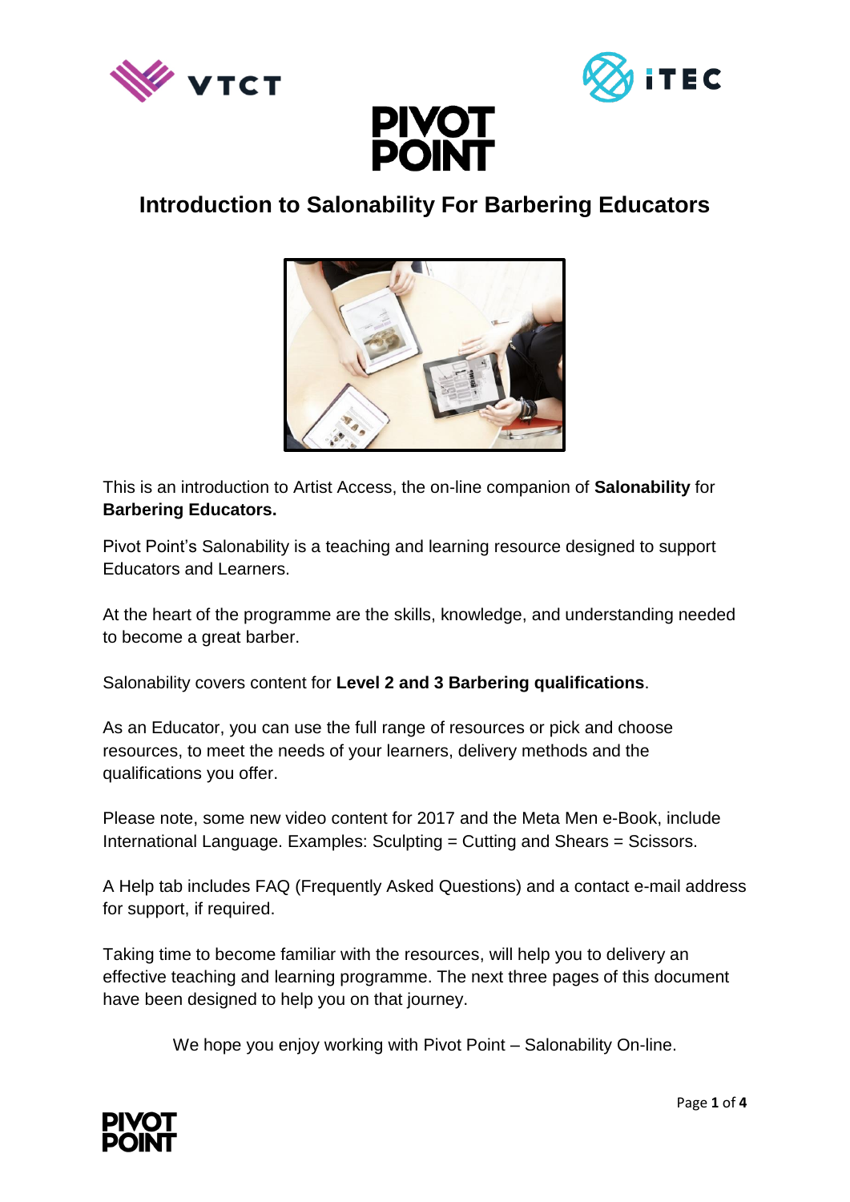# Introduction to Salonability For Barbering Educators

This is an introduction to Artist Access, the on-line companion of **Salonability** for **Barbering Educators.**

Pivot Point's Salonability is a teaching and learning resource designed to support Educators and Learners.

At the heart of the programme are the skills, knowledge, and understanding needed to become a great barber.

Salonability covers content for **Level 2 and 3 Barbering qualifications**.

As an Educator, you can use the full range of resources or pick and choose resources, to meet the needs of your learners, delivery methods and the qualifications you offer.

Please note, some new video content for 2017 and the Meta Men e-Book, include International Language. Examples: Sculpting = Cutting and Shears = Scissors.

A Help tab includes FAQ (Frequently Asked Questions) and a contact e-mail address for support, if required.

Taking time to become familiar with the resources, will help you to delivery an effective teaching and learning programme. The next three pages of this document have been designed to help you on that journey.

We hope you enjoy working with Pivot Point – Salonability On-line.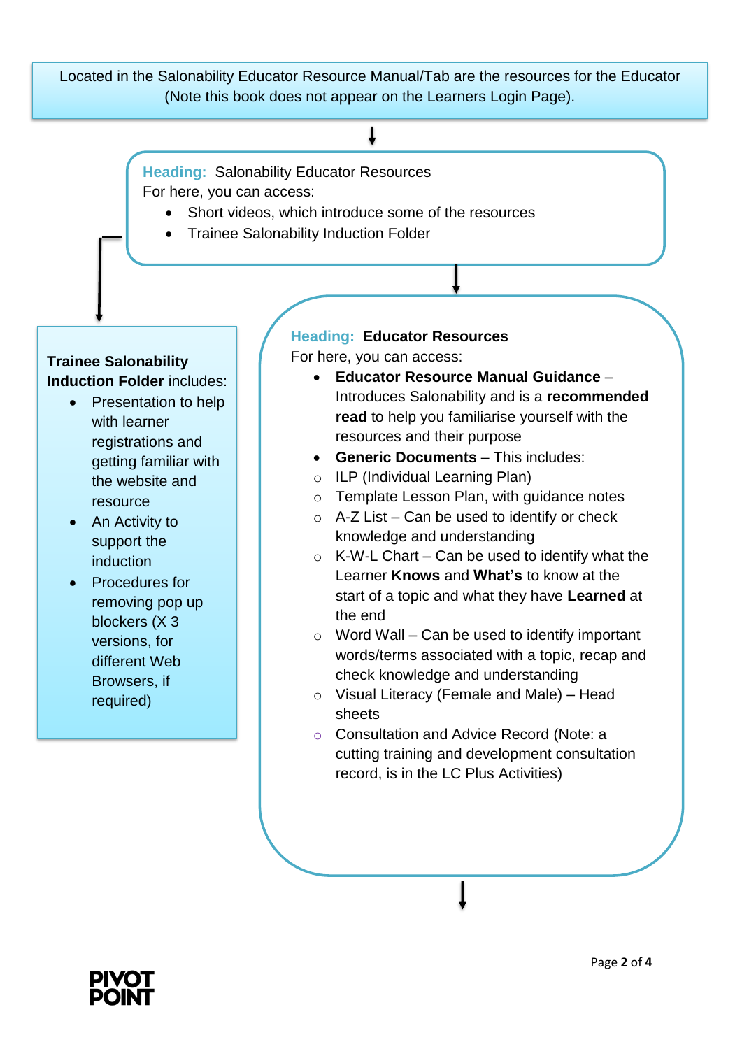Located in the Salonability Educator Resource Manual/Tab are the resources for the Educator (Note this book does not appear on the Learners Login Page).

**Heading:** Salonability Educator Resources

For here, you can access:

- Short videos, which introduce some of the resources
- Trainee Salonability Induction Folder

**Trainee Salonability Induction Folder** includes:

- Presentation to help with learner registrations and getting familiar with the website and resource
- An Activity to support the induction
- Procedures for removing pop up blockers (X 3 versions, for different Web Browsers, if required)

**Heading:** **Educator Resources**

For here, you can access:

- **Educator Resource Manual Guidance** – Introduces Salonability and is a **recommended read** to help you familiarise yourself with the resources and their purpose
- **Generic Documents** – This includes:
  - ILP (Individual Learning Plan)
  - Template Lesson Plan, with guidance notes
  - A-Z List – Can be used to identify or check knowledge and understanding
  - K-W-L Chart – Can be used to identify what the Learner **Knows** and **What's** to know at the start of a topic and what they have **Learned** at the end
  - Word Wall – Can be used to identify important words/terms associated with a topic, recap and check knowledge and understanding
  - Visual Literacy (Female and Male) – Head sheets
  - Consultation and Advice Record (Note: a cutting training and development consultation record, is in the LC Plus Activities)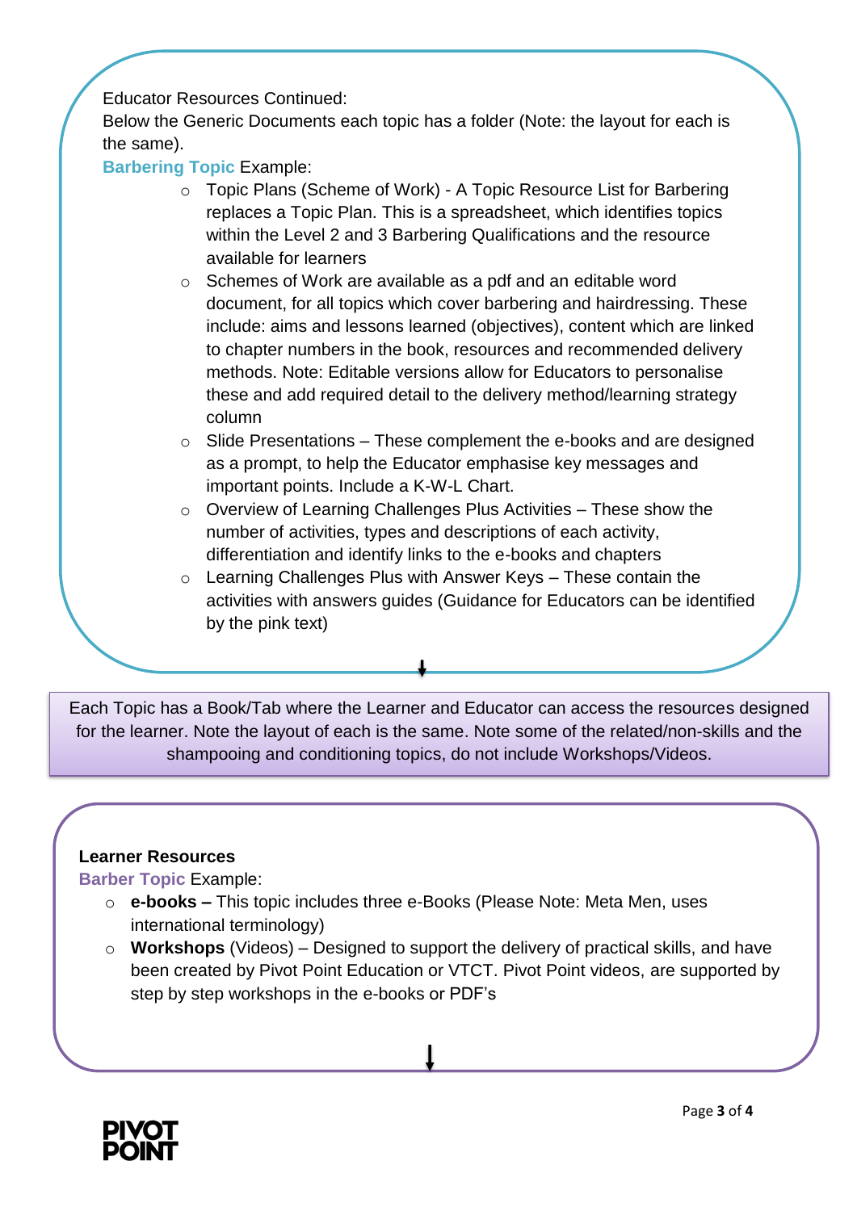Educator Resources Continued:
Below the Generic Documents each topic has a folder (Note: the layout for each is the same).

**Barbering Topic** Example:

- Topic Plans (Scheme of Work) - A Topic Resource List for Barbering replaces a Topic Plan. This is a spreadsheet, which identifies topics within the Level 2 and 3 Barbering Qualifications and the resource available for learners
- Schemes of Work are available as a pdf and an editable word document, for all topics which cover barbering and hairdressing. These include: aims and lessons learned (objectives), content which are linked to chapter numbers in the book, resources and recommended delivery methods. Note: Editable versions allow for Educators to personalise these and add required detail to the delivery method/learning strategy column
- Slide Presentations – These complement the e-books and are designed as a prompt, to help the Educator emphasise key messages and important points. Include a K-W-L Chart.
- Overview of Learning Challenges Plus Activities – These show the number of activities, types and descriptions of each activity, differentiation and identify links to the e-books and chapters
- Learning Challenges Plus with Answer Keys – These contain the activities with answers guides (Guidance for Educators can be identified by the pink text)

Each Topic has a Book/Tab where the Learner and Educator can access the resources designed for the learner. Note the layout of each is the same. Note some of the related/non-skills and the shampooing and conditioning topics, do not include Workshops/Videos.

**Learner Resources**

**Barber Topic** Example:

- **e-books –** This topic includes three e-Books (Please Note: Meta Men, uses international terminology)
- **Workshops** (Videos) – Designed to support the delivery of practical skills, and have been created by Pivot Point Education or VTCT. Pivot Point videos, are supported by step by step workshops in the e-books or PDF's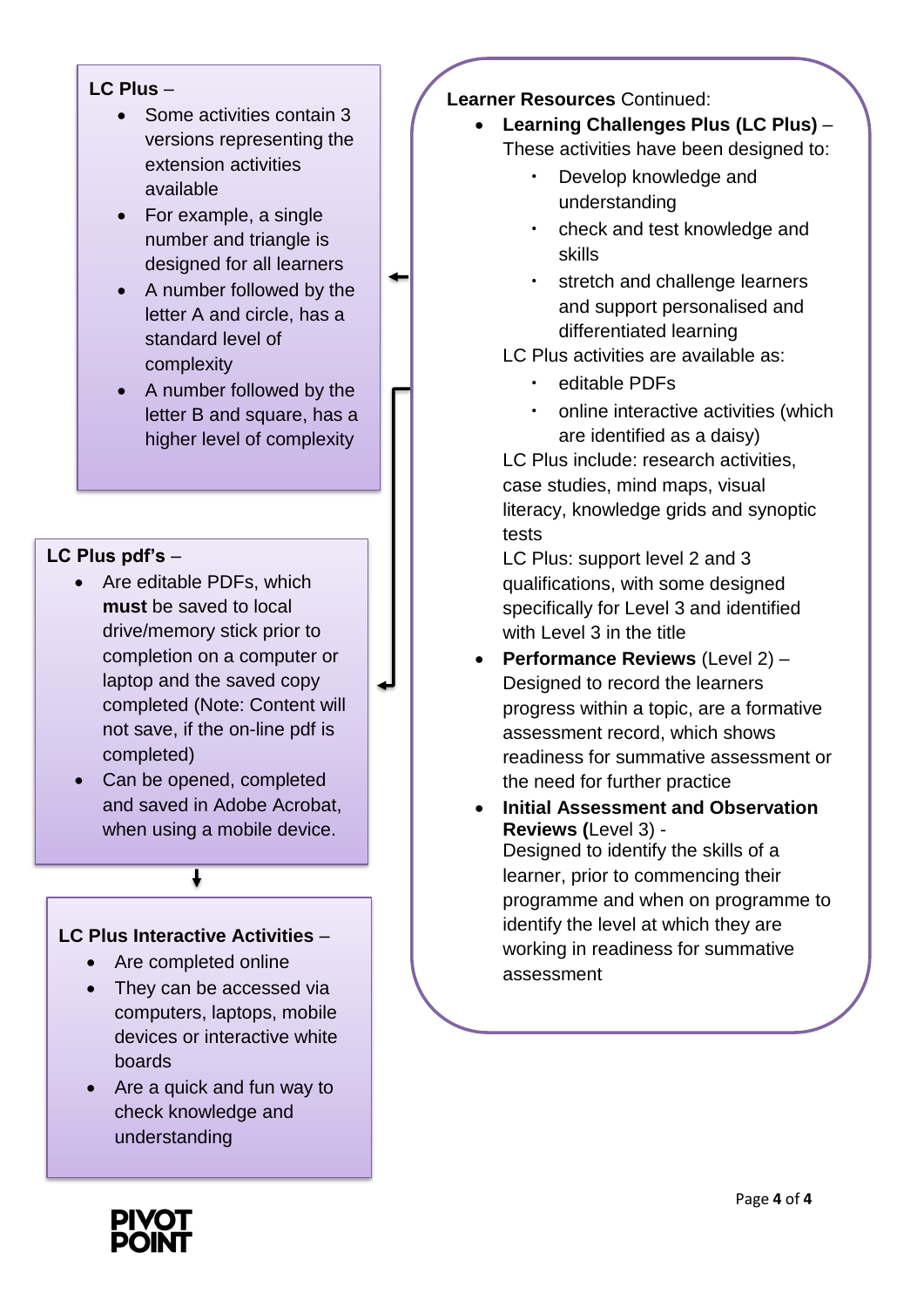**Learner Resources** Continued:

- **Learning Challenges Plus (LC Plus)** – These activities have been designed to:
  - Develop knowledge and understanding
  - check and test knowledge and skills
  - stretch and challenge learners and support personalised and differentiated learning

  LC Plus activities are available as:
  - editable PDFs
  - online interactive activities (which are identified as a daisy)

  LC Plus include: research activities, case studies, mind maps, visual literacy, knowledge grids and synoptic tests

  LC Plus: support level 2 and 3 qualifications, with some designed specifically for Level 3 and identified with Level 3 in the title
- **Performance Reviews** (Level 2) – Designed to record the learners progress within a topic, are a formative assessment record, which shows readiness for summative assessment or the need for further practice
- **Initial Assessment and Observation Reviews (**Level 3) - Designed to identify the skills of a learner, prior to commencing their programme and when on programme to identify the level at which they are working in readiness for summative assessment

**LC Plus** –

- Some activities contain 3 versions representing the extension activities available
- For example, a single number and triangle is designed for all learners
- A number followed by the letter A and circle, has a standard level of complexity
- A number followed by the letter B and square, has a higher level of complexity

**LC Plus pdf's** –

- Are editable PDFs, which **must** be saved to local drive/memory stick prior to completion on a computer or laptop and the saved copy completed (Note: Content will not save, if the on-line pdf is completed)
- Can be opened, completed and saved in Adobe Acrobat, when using a mobile device.

**LC Plus Interactive Activities** –

- Are completed online
- They can be accessed via computers, laptops, mobile devices or interactive white boards
- Are a quick and fun way to check knowledge and understanding

PIVOT POINT